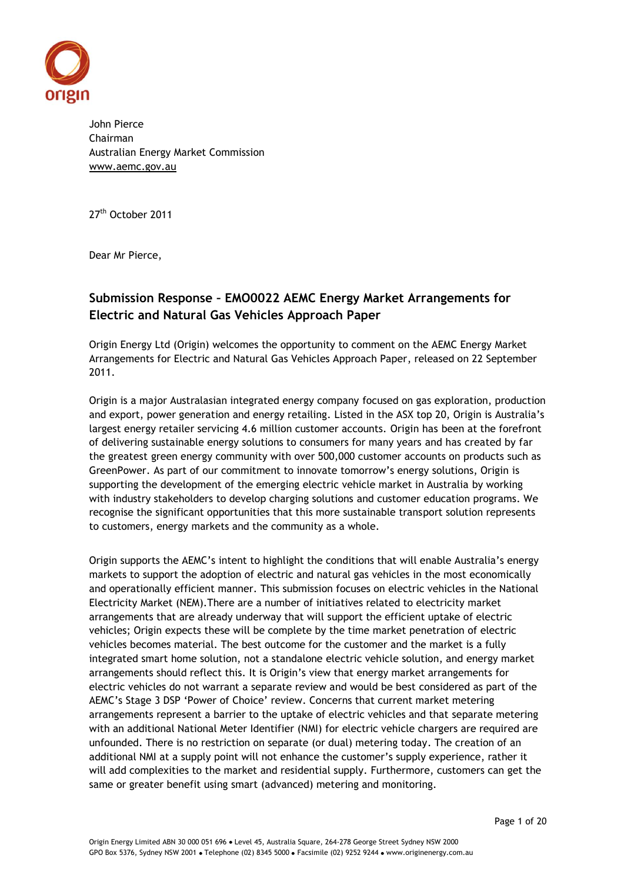John Pierce
Chairman
Australian Energy Market Commission
www.aemc.gov.au

27th October 2011

Dear Mr Pierce,

## Submission Response – EMO0022 AEMC Energy Market Arrangements for Electric and Natural Gas Vehicles Approach Paper

Origin Energy Ltd (Origin) welcomes the opportunity to comment on the AEMC Energy Market Arrangements for Electric and Natural Gas Vehicles Approach Paper, released on 22 September 2011.

Origin is a major Australasian integrated energy company focused on gas exploration, production and export, power generation and energy retailing. Listed in the ASX top 20, Origin is Australia's largest energy retailer servicing 4.6 million customer accounts. Origin has been at the forefront of delivering sustainable energy solutions to consumers for many years and has created by far the greatest green energy community with over 500,000 customer accounts on products such as GreenPower. As part of our commitment to innovate tomorrow's energy solutions, Origin is supporting the development of the emerging electric vehicle market in Australia by working with industry stakeholders to develop charging solutions and customer education programs. We recognise the significant opportunities that this more sustainable transport solution represents to customers, energy markets and the community as a whole.

Origin supports the AEMC's intent to highlight the conditions that will enable Australia's energy markets to support the adoption of electric and natural gas vehicles in the most economically and operationally efficient manner. This submission focuses on electric vehicles in the National Electricity Market (NEM).There are a number of initiatives related to electricity market arrangements that are already underway that will support the efficient uptake of electric vehicles; Origin expects these will be complete by the time market penetration of electric vehicles becomes material. The best outcome for the customer and the market is a fully integrated smart home solution, not a standalone electric vehicle solution, and energy market arrangements should reflect this. It is Origin's view that energy market arrangements for electric vehicles do not warrant a separate review and would be best considered as part of the AEMC's Stage 3 DSP 'Power of Choice' review. Concerns that current market metering arrangements represent a barrier to the uptake of electric vehicles and that separate metering with an additional National Meter Identifier (NMI) for electric vehicle chargers are required are unfounded. There is no restriction on separate (or dual) metering today. The creation of an additional NMI at a supply point will not enhance the customer's supply experience, rather it will add complexities to the market and residential supply. Furthermore, customers can get the same or greater benefit using smart (advanced) metering and monitoring.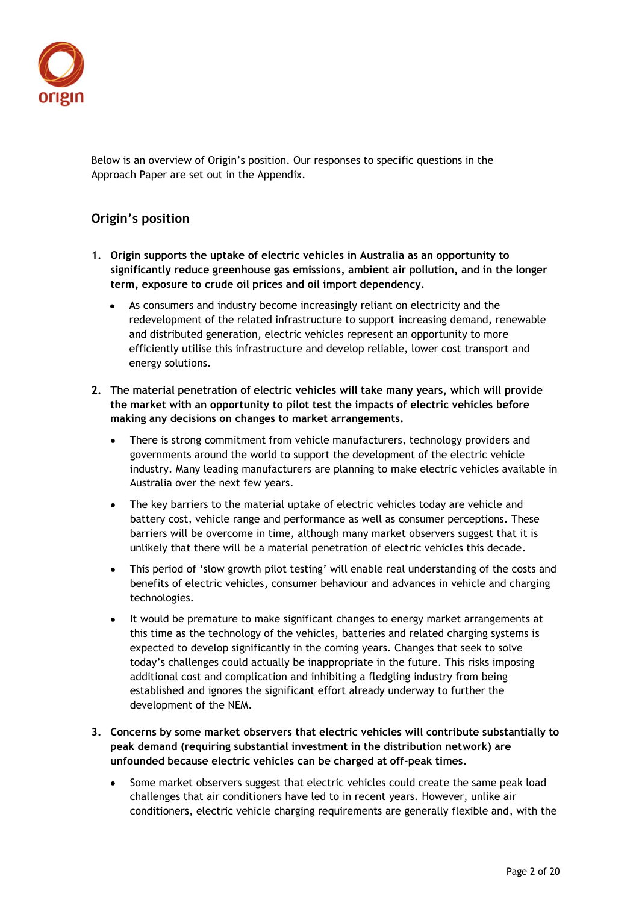Below is an overview of Origin's position. Our responses to specific questions in the Approach Paper are set out in the Appendix.

## Origin's position

1. **Origin supports the uptake of electric vehicles in Australia as an opportunity to significantly reduce greenhouse gas emissions, ambient air pollution, and in the longer term, exposure to crude oil prices and oil import dependency.**

    - As consumers and industry become increasingly reliant on electricity and the redevelopment of the related infrastructure to support increasing demand, renewable and distributed generation, electric vehicles represent an opportunity to more efficiently utilise this infrastructure and develop reliable, lower cost transport and energy solutions.

2. **The material penetration of electric vehicles will take many years, which will provide the market with an opportunity to pilot test the impacts of electric vehicles before making any decisions on changes to market arrangements.**

    - There is strong commitment from vehicle manufacturers, technology providers and governments around the world to support the development of the electric vehicle industry. Many leading manufacturers are planning to make electric vehicles available in Australia over the next few years.
    - The key barriers to the material uptake of electric vehicles today are vehicle and battery cost, vehicle range and performance as well as consumer perceptions. These barriers will be overcome in time, although many market observers suggest that it is unlikely that there will be a material penetration of electric vehicles this decade.
    - This period of 'slow growth pilot testing' will enable real understanding of the costs and benefits of electric vehicles, consumer behaviour and advances in vehicle and charging technologies.
    - It would be premature to make significant changes to energy market arrangements at this time as the technology of the vehicles, batteries and related charging systems is expected to develop significantly in the coming years. Changes that seek to solve today's challenges could actually be inappropriate in the future. This risks imposing additional cost and complication and inhibiting a fledgling industry from being established and ignores the significant effort already underway to further the development of the NEM.

3. **Concerns by some market observers that electric vehicles will contribute substantially to peak demand (requiring substantial investment in the distribution network) are unfounded because electric vehicles can be charged at off-peak times.**

    - Some market observers suggest that electric vehicles could create the same peak load challenges that air conditioners have led to in recent years. However, unlike air conditioners, electric vehicle charging requirements are generally flexible and, with the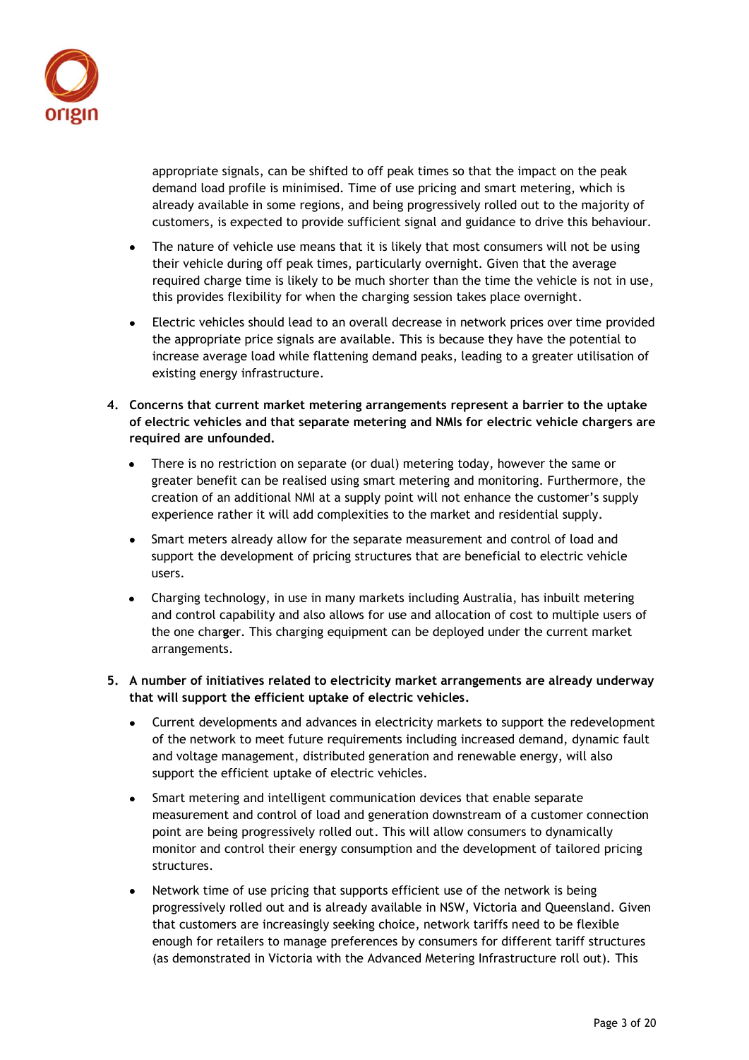appropriate signals, can be shifted to off peak times so that the impact on the peak demand load profile is minimised. Time of use pricing and smart metering, which is already available in some regions, and being progressively rolled out to the majority of customers, is expected to provide sufficient signal and guidance to drive this behaviour.

- The nature of vehicle use means that it is likely that most consumers will not be using their vehicle during off peak times, particularly overnight. Given that the average required charge time is likely to be much shorter than the time the vehicle is not in use, this provides flexibility for when the charging session takes place overnight.
- Electric vehicles should lead to an overall decrease in network prices over time provided the appropriate price signals are available. This is because they have the potential to increase average load while flattening demand peaks, leading to a greater utilisation of existing energy infrastructure.

4. **Concerns that current market metering arrangements represent a barrier to the uptake of electric vehicles and that separate metering and NMIs for electric vehicle chargers are required are unfounded.**
   - There is no restriction on separate (or dual) metering today, however the same or greater benefit can be realised using smart metering and monitoring. Furthermore, the creation of an additional NMI at a supply point will not enhance the customer's supply experience rather it will add complexities to the market and residential supply.
   - Smart meters already allow for the separate measurement and control of load and support the development of pricing structures that are beneficial to electric vehicle users.
   - Charging technology, in use in many markets including Australia, has inbuilt metering and control capability and also allows for use and allocation of cost to multiple users of the one charger. This charging equipment can be deployed under the current market arrangements.

5. **A number of initiatives related to electricity market arrangements are already underway that will support the efficient uptake of electric vehicles.**
   - Current developments and advances in electricity markets to support the redevelopment of the network to meet future requirements including increased demand, dynamic fault and voltage management, distributed generation and renewable energy, will also support the efficient uptake of electric vehicles.
   - Smart metering and intelligent communication devices that enable separate measurement and control of load and generation downstream of a customer connection point are being progressively rolled out. This will allow consumers to dynamically monitor and control their energy consumption and the development of tailored pricing structures.
   - Network time of use pricing that supports efficient use of the network is being progressively rolled out and is already available in NSW, Victoria and Queensland. Given that customers are increasingly seeking choice, network tariffs need to be flexible enough for retailers to manage preferences by consumers for different tariff structures (as demonstrated in Victoria with the Advanced Metering Infrastructure roll out). This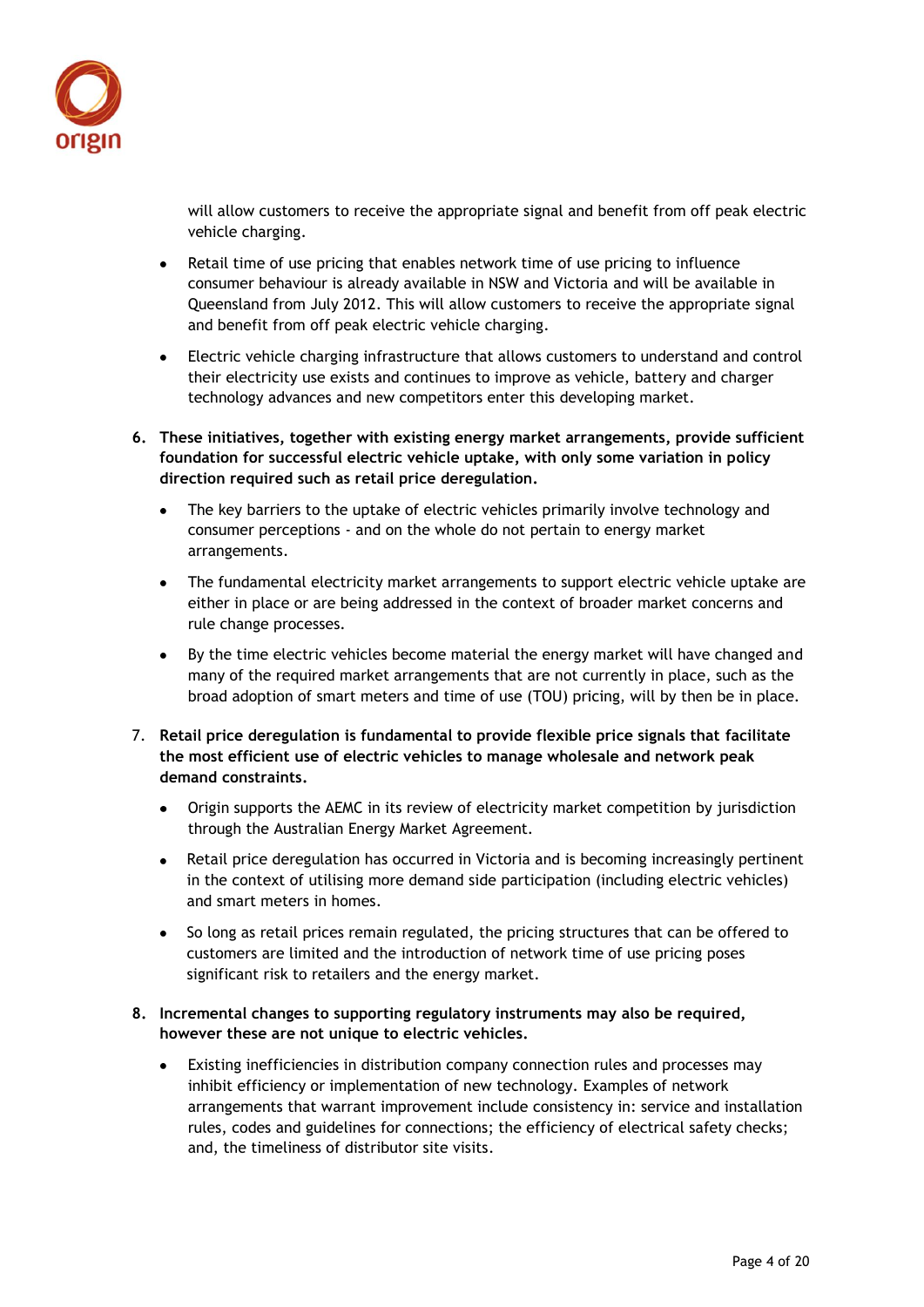will allow customers to receive the appropriate signal and benefit from off peak electric vehicle charging.

- Retail time of use pricing that enables network time of use pricing to influence consumer behaviour is already available in NSW and Victoria and will be available in Queensland from July 2012. This will allow customers to receive the appropriate signal and benefit from off peak electric vehicle charging.
- Electric vehicle charging infrastructure that allows customers to understand and control their electricity use exists and continues to improve as vehicle, battery and charger technology advances and new competitors enter this developing market.

6. **These initiatives, together with existing energy market arrangements, provide sufficient foundation for successful electric vehicle uptake, with only some variation in policy direction required such as retail price deregulation.**
   - The key barriers to the uptake of electric vehicles primarily involve technology and consumer perceptions - and on the whole do not pertain to energy market arrangements.
   - The fundamental electricity market arrangements to support electric vehicle uptake are either in place or are being addressed in the context of broader market concerns and rule change processes.
   - By the time electric vehicles become material the energy market will have changed and many of the required market arrangements that are not currently in place, such as the broad adoption of smart meters and time of use (TOU) pricing, will by then be in place.

7. **Retail price deregulation is fundamental to provide flexible price signals that facilitate the most efficient use of electric vehicles to manage wholesale and network peak demand constraints.**
   - Origin supports the AEMC in its review of electricity market competition by jurisdiction through the Australian Energy Market Agreement.
   - Retail price deregulation has occurred in Victoria and is becoming increasingly pertinent in the context of utilising more demand side participation (including electric vehicles) and smart meters in homes.
   - So long as retail prices remain regulated, the pricing structures that can be offered to customers are limited and the introduction of network time of use pricing poses significant risk to retailers and the energy market.

8. **Incremental changes to supporting regulatory instruments may also be required, however these are not unique to electric vehicles.**
   - Existing inefficiencies in distribution company connection rules and processes may inhibit efficiency or implementation of new technology. Examples of network arrangements that warrant improvement include consistency in: service and installation rules, codes and guidelines for connections; the efficiency of electrical safety checks; and, the timeliness of distributor site visits.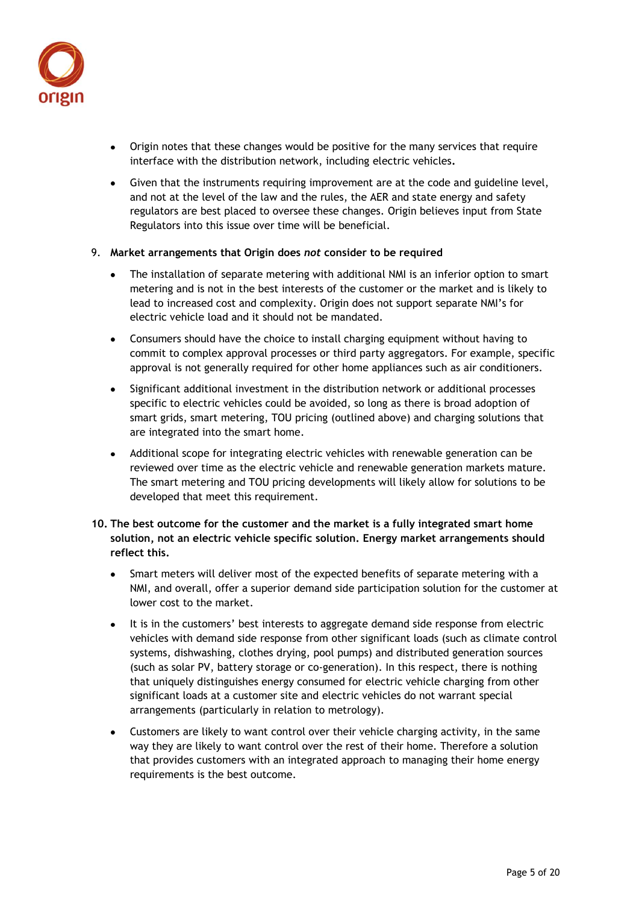- Origin notes that these changes would be positive for the many services that require interface with the distribution network, including electric vehicles.
- Given that the instruments requiring improvement are at the code and guideline level, and not at the level of the law and the rules, the AER and state energy and safety regulators are best placed to oversee these changes. Origin believes input from State Regulators into this issue over time will be beneficial.

9. **Market arrangements that Origin does *not* consider to be required**

   - The installation of separate metering with additional NMI is an inferior option to smart metering and is not in the best interests of the customer or the market and is likely to lead to increased cost and complexity. Origin does not support separate NMI's for electric vehicle load and it should not be mandated.
   - Consumers should have the choice to install charging equipment without having to commit to complex approval processes or third party aggregators. For example, specific approval is not generally required for other home appliances such as air conditioners.
   - Significant additional investment in the distribution network or additional processes specific to electric vehicles could be avoided, so long as there is broad adoption of smart grids, smart metering, TOU pricing (outlined above) and charging solutions that are integrated into the smart home.
   - Additional scope for integrating electric vehicles with renewable generation can be reviewed over time as the electric vehicle and renewable generation markets mature. The smart metering and TOU pricing developments will likely allow for solutions to be developed that meet this requirement.

10. **The best outcome for the customer and the market is a fully integrated smart home solution, not an electric vehicle specific solution. Energy market arrangements should reflect this.**

    - Smart meters will deliver most of the expected benefits of separate metering with a NMI, and overall, offer a superior demand side participation solution for the customer at lower cost to the market.
    - It is in the customers' best interests to aggregate demand side response from electric vehicles with demand side response from other significant loads (such as climate control systems, dishwashing, clothes drying, pool pumps) and distributed generation sources (such as solar PV, battery storage or co-generation). In this respect, there is nothing that uniquely distinguishes energy consumed for electric vehicle charging from other significant loads at a customer site and electric vehicles do not warrant special arrangements (particularly in relation to metrology).
    - Customers are likely to want control over their vehicle charging activity, in the same way they are likely to want control over the rest of their home. Therefore a solution that provides customers with an integrated approach to managing their home energy requirements is the best outcome.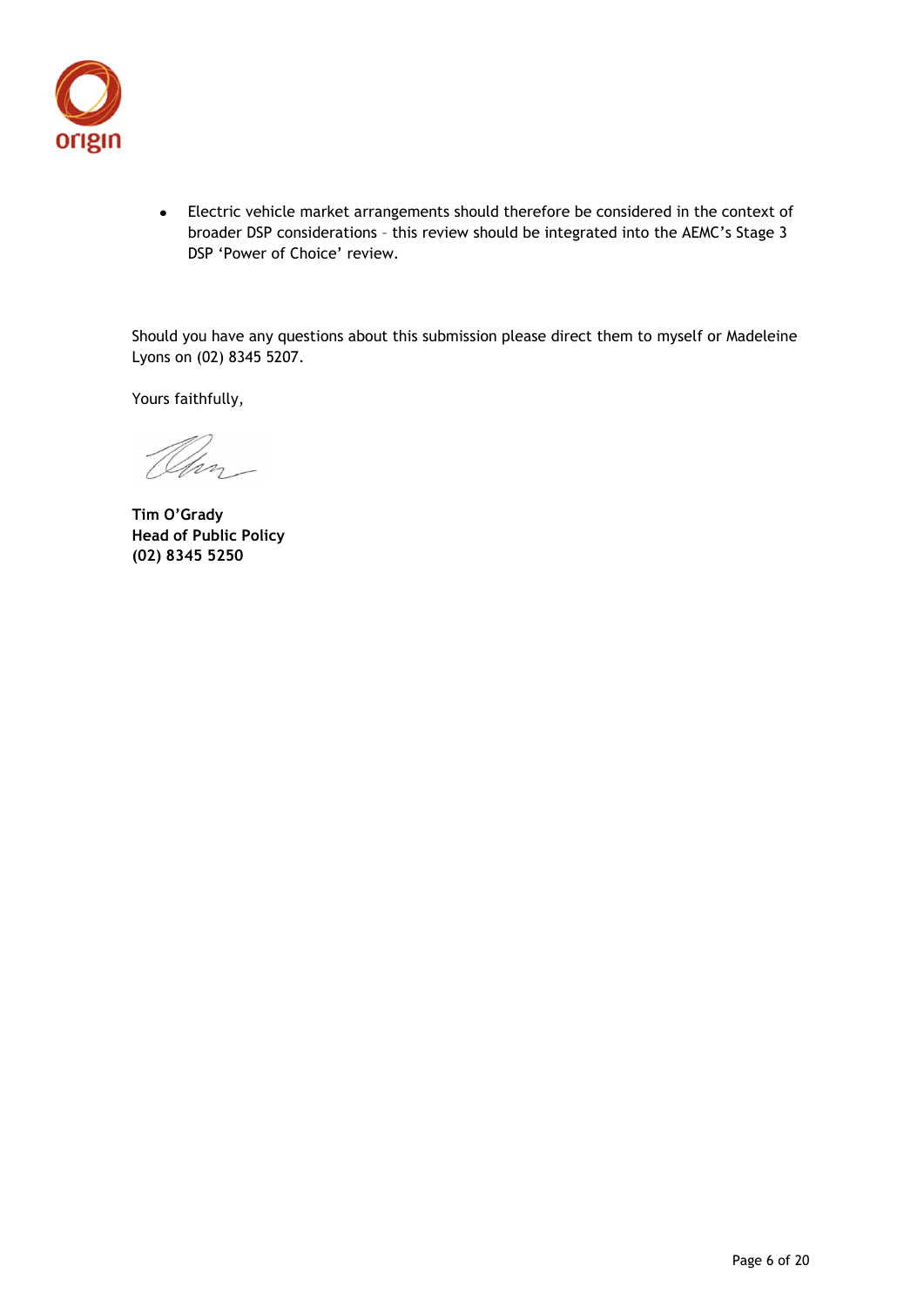- Electric vehicle market arrangements should therefore be considered in the context of broader DSP considerations – this review should be integrated into the AEMC's Stage 3 DSP 'Power of Choice' review.

Should you have any questions about this submission please direct them to myself or Madeleine Lyons on (02) 8345 5207.

Yours faithfully,

**Tim O'Grady**
**Head of Public Policy**
**(02) 8345 5250**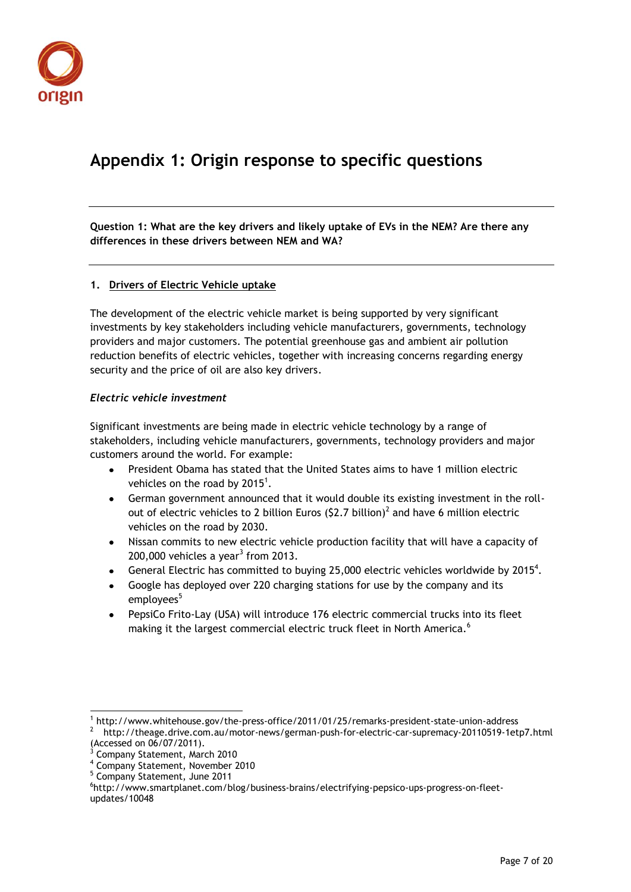# Appendix 1: Origin response to specific questions

---

**Question 1: What are the key drivers and likely uptake of EVs in the NEM? Are there any differences in these drivers between NEM and WA?**

---

## 1. Drivers of Electric Vehicle uptake

The development of the electric vehicle market is being supported by very significant investments by key stakeholders including vehicle manufacturers, governments, technology providers and major customers. The potential greenhouse gas and ambient air pollution reduction benefits of electric vehicles, together with increasing concerns regarding energy security and the price of oil are also key drivers.

### *Electric vehicle investment*

Significant investments are being made in electric vehicle technology by a range of stakeholders, including vehicle manufacturers, governments, technology providers and major customers around the world. For example:

- President Obama has stated that the United States aims to have 1 million electric vehicles on the road by 2015[1].
- German government announced that it would double its existing investment in the roll-out of electric vehicles to 2 billion Euros ($2.7 billion)[2] and have 6 million electric vehicles on the road by 2030.
- Nissan commits to new electric vehicle production facility that will have a capacity of 200,000 vehicles a year[3] from 2013.
- General Electric has committed to buying 25,000 electric vehicles worldwide by 2015[4].
- Google has deployed over 220 charging stations for use by the company and its employees[5]
- PepsiCo Frito-Lay (USA) will introduce 176 electric commercial trucks into its fleet making it the largest commercial electric truck fleet in North America.[6]

---

[1] http://www.whitehouse.gov/the-press-office/2011/01/25/remarks-president-state-union-address

[2] http://theage.drive.com.au/motor-news/german-push-for-electric-car-supremacy-20110519-1etp7.html (Accessed on 06/07/2011).

[3] Company Statement, March 2010

[4] Company Statement, November 2010

[5] Company Statement, June 2011

[6] http://www.smartplanet.com/blog/business-brains/electrifying-pepsico-ups-progress-on-fleet-updates/10048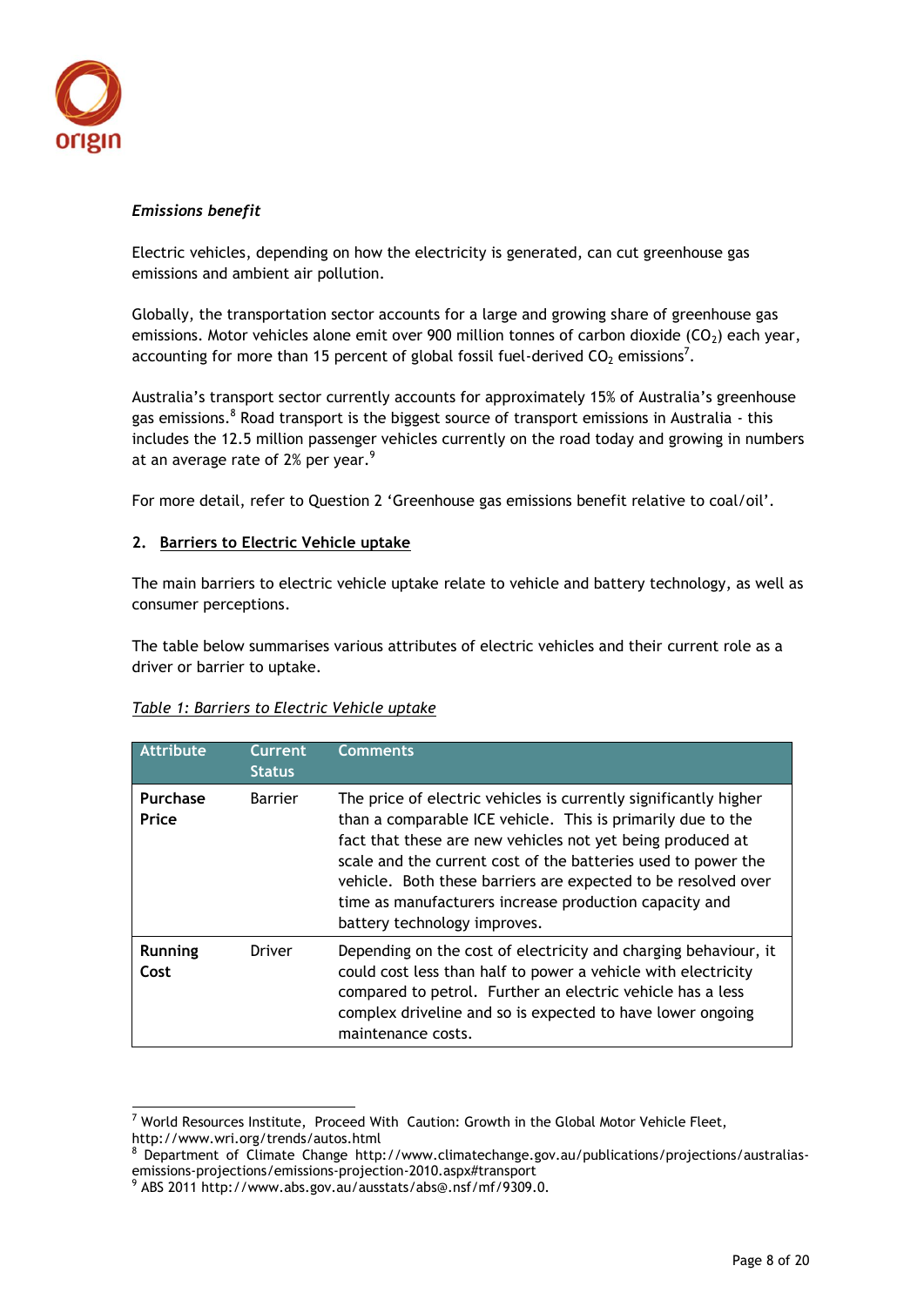*Emissions benefit*

Electric vehicles, depending on how the electricity is generated, can cut greenhouse gas emissions and ambient air pollution.

Globally, the transportation sector accounts for a large and growing share of greenhouse gas emissions. Motor vehicles alone emit over 900 million tonnes of carbon dioxide ($CO_2$) each year, accounting for more than 15 percent of global fossil fuel-derived $CO_2$ emissions[7].

Australia's transport sector currently accounts for approximately 15% of Australia's greenhouse gas emissions.[8] Road transport is the biggest source of transport emissions in Australia - this includes the 12.5 million passenger vehicles currently on the road today and growing in numbers at an average rate of 2% per year.[9]

For more detail, refer to Question 2 'Greenhouse gas emissions benefit relative to coal/oil'.

## 2. Barriers to Electric Vehicle uptake

The main barriers to electric vehicle uptake relate to vehicle and battery technology, as well as consumer perceptions.

The table below summarises various attributes of electric vehicles and their current role as a driver or barrier to uptake.

*Table 1: Barriers to Electric Vehicle uptake*

| Attribute | Current Status | Comments |
|---|---|---|
| **Purchase Price** | Barrier | The price of electric vehicles is currently significantly higher than a comparable ICE vehicle. This is primarily due to the fact that these are new vehicles not yet being produced at scale and the current cost of the batteries used to power the vehicle. Both these barriers are expected to be resolved over time as manufacturers increase production capacity and battery technology improves. |
| **Running Cost** | Driver | Depending on the cost of electricity and charging behaviour, it could cost less than half to power a vehicle with electricity compared to petrol. Further an electric vehicle has a less complex driveline and so is expected to have lower ongoing maintenance costs. |

---

[7] World Resources Institute, Proceed With Caution: Growth in the Global Motor Vehicle Fleet, http://www.wri.org/trends/autos.html

[8] Department of Climate Change http://www.climatechange.gov.au/publications/projections/australias-emissions-projections/emissions-projection-2010.aspx#transport

[9] ABS 2011 http://www.abs.gov.au/ausstats/abs@.nsf/mf/9309.0.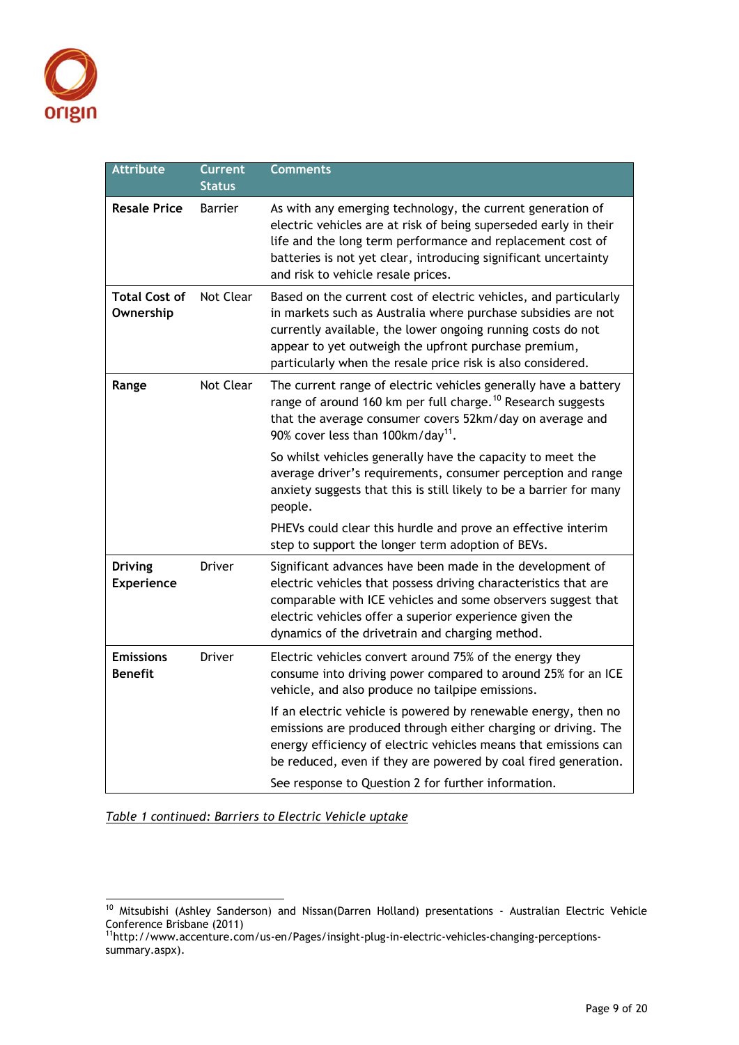| Attribute | Current Status | Comments |
|---|---|---|
| **Resale Price** | Barrier | As with any emerging technology, the current generation of electric vehicles are at risk of being superseded early in their life and the long term performance and replacement cost of batteries is not yet clear, introducing significant uncertainty and risk to vehicle resale prices. |
| **Total Cost of Ownership** | Not Clear | Based on the current cost of electric vehicles, and particularly in markets such as Australia where purchase subsidies are not currently available, the lower ongoing running costs do not appear to yet outweigh the upfront purchase premium, particularly when the resale price risk is also considered. |
| **Range** | Not Clear | The current range of electric vehicles generally have a battery range of around 160 km per full charge.[10] Research suggests that the average consumer covers 52km/day on average and 90% cover less than 100km/day[11]. So whilst vehicles generally have the capacity to meet the average driver's requirements, consumer perception and range anxiety suggests that this is still likely to be a barrier for many people. PHEVs could clear this hurdle and prove an effective interim step to support the longer term adoption of BEVs. |
| **Driving Experience** | Driver | Significant advances have been made in the development of electric vehicles that possess driving characteristics that are comparable with ICE vehicles and some observers suggest that electric vehicles offer a superior experience given the dynamics of the drivetrain and charging method. |
| **Emissions Benefit** | Driver | Electric vehicles convert around 75% of the energy they consume into driving power compared to around 25% for an ICE vehicle, and also produce no tailpipe emissions. If an electric vehicle is powered by renewable energy, then no emissions are produced through either charging or driving. The energy efficiency of electric vehicles means that emissions can be reduced, even if they are powered by coal fired generation. See response to Question 2 for further information. |

*Table 1 continued: Barriers to Electric Vehicle uptake*

[10] Mitsubishi (Ashley Sanderson) and Nissan(Darren Holland) presentations - Australian Electric Vehicle Conference Brisbane (2011)

[11] http://www.accenture.com/us-en/Pages/insight-plug-in-electric-vehicles-changing-perceptions-summary.aspx).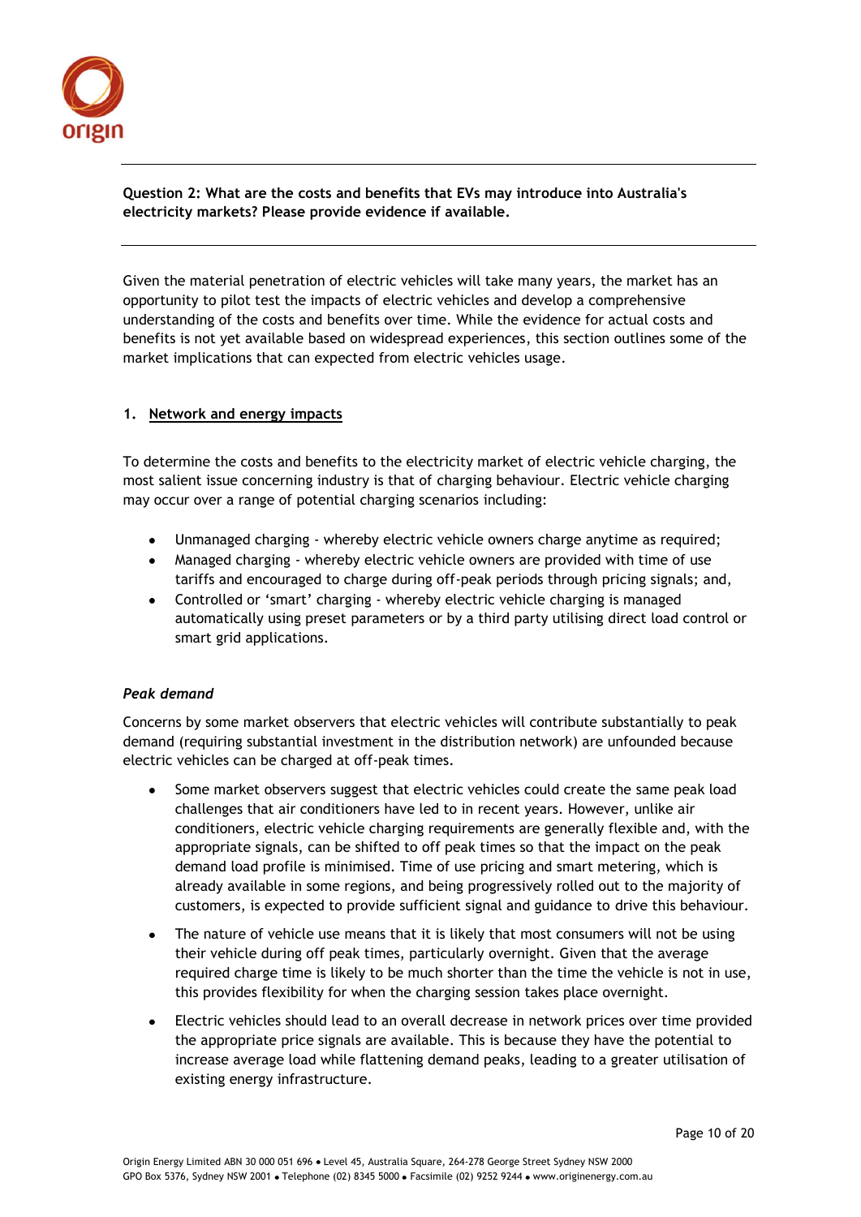**Question 2: What are the costs and benefits that EVs may introduce into Australia's electricity markets? Please provide evidence if available.**

---

Given the material penetration of electric vehicles will take many years, the market has an opportunity to pilot test the impacts of electric vehicles and develop a comprehensive understanding of the costs and benefits over time. While the evidence for actual costs and benefits is not yet available based on widespread experiences, this section outlines some of the market implications that can expected from electric vehicles usage.

## 1. <u>Network and energy impacts</u>

To determine the costs and benefits to the electricity market of electric vehicle charging, the most salient issue concerning industry is that of charging behaviour. Electric vehicle charging may occur over a range of potential charging scenarios including:

- Unmanaged charging - whereby electric vehicle owners charge anytime as required;
- Managed charging - whereby electric vehicle owners are provided with time of use tariffs and encouraged to charge during off-peak periods through pricing signals; and,
- Controlled or 'smart' charging - whereby electric vehicle charging is managed automatically using preset parameters or by a third party utilising direct load control or smart grid applications.

### *Peak demand*

Concerns by some market observers that electric vehicles will contribute substantially to peak demand (requiring substantial investment in the distribution network) are unfounded because electric vehicles can be charged at off-peak times.

- Some market observers suggest that electric vehicles could create the same peak load challenges that air conditioners have led to in recent years. However, unlike air conditioners, electric vehicle charging requirements are generally flexible and, with the appropriate signals, can be shifted to off peak times so that the impact on the peak demand load profile is minimised. Time of use pricing and smart metering, which is already available in some regions, and being progressively rolled out to the majority of customers, is expected to provide sufficient signal and guidance to drive this behaviour.
- The nature of vehicle use means that it is likely that most consumers will not be using their vehicle during off peak times, particularly overnight. Given that the average required charge time is likely to be much shorter than the time the vehicle is not in use, this provides flexibility for when the charging session takes place overnight.
- Electric vehicles should lead to an overall decrease in network prices over time provided the appropriate price signals are available. This is because they have the potential to increase average load while flattening demand peaks, leading to a greater utilisation of existing energy infrastructure.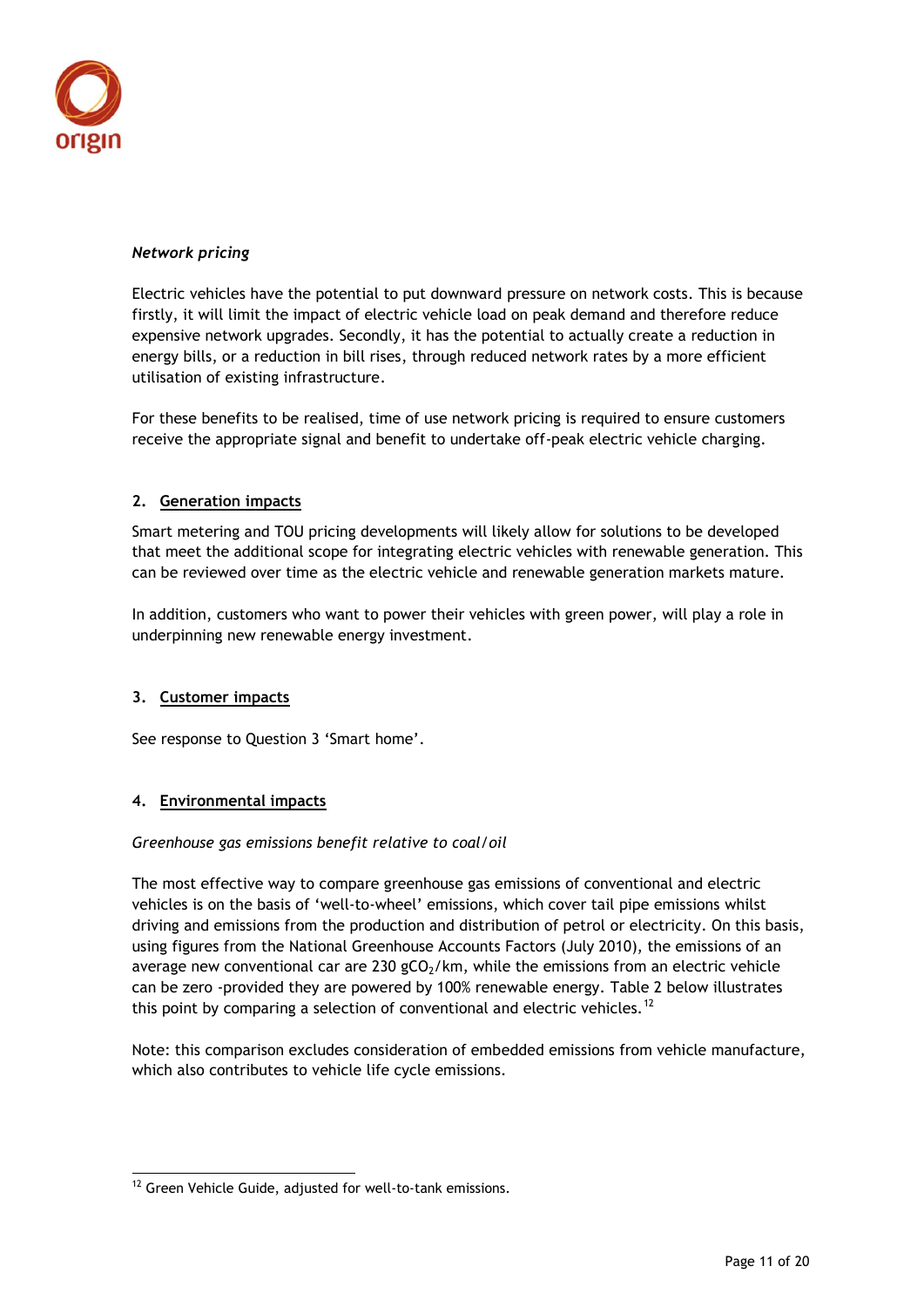*Network pricing*

Electric vehicles have the potential to put downward pressure on network costs. This is because firstly, it will limit the impact of electric vehicle load on peak demand and therefore reduce expensive network upgrades. Secondly, it has the potential to actually create a reduction in energy bills, or a reduction in bill rises, through reduced network rates by a more efficient utilisation of existing infrastructure.

For these benefits to be realised, time of use network pricing is required to ensure customers receive the appropriate signal and benefit to undertake off-peak electric vehicle charging.

### 2. Generation impacts

Smart metering and TOU pricing developments will likely allow for solutions to be developed that meet the additional scope for integrating electric vehicles with renewable generation. This can be reviewed over time as the electric vehicle and renewable generation markets mature.

In addition, customers who want to power their vehicles with green power, will play a role in underpinning new renewable energy investment.

### 3. Customer impacts

See response to Question 3 'Smart home'.

### 4. Environmental impacts

*Greenhouse gas emissions benefit relative to coal/oil*

The most effective way to compare greenhouse gas emissions of conventional and electric vehicles is on the basis of 'well-to-wheel' emissions, which cover tail pipe emissions whilst driving and emissions from the production and distribution of petrol or electricity. On this basis, using figures from the National Greenhouse Accounts Factors (July 2010), the emissions of an average new conventional car are 230 $gCO_2$/km, while the emissions from an electric vehicle can be zero -provided they are powered by 100% renewable energy. Table 2 below illustrates this point by comparing a selection of conventional and electric vehicles.[12]

Note: this comparison excludes consideration of embedded emissions from vehicle manufacture, which also contributes to vehicle life cycle emissions.

[12] Green Vehicle Guide, adjusted for well-to-tank emissions.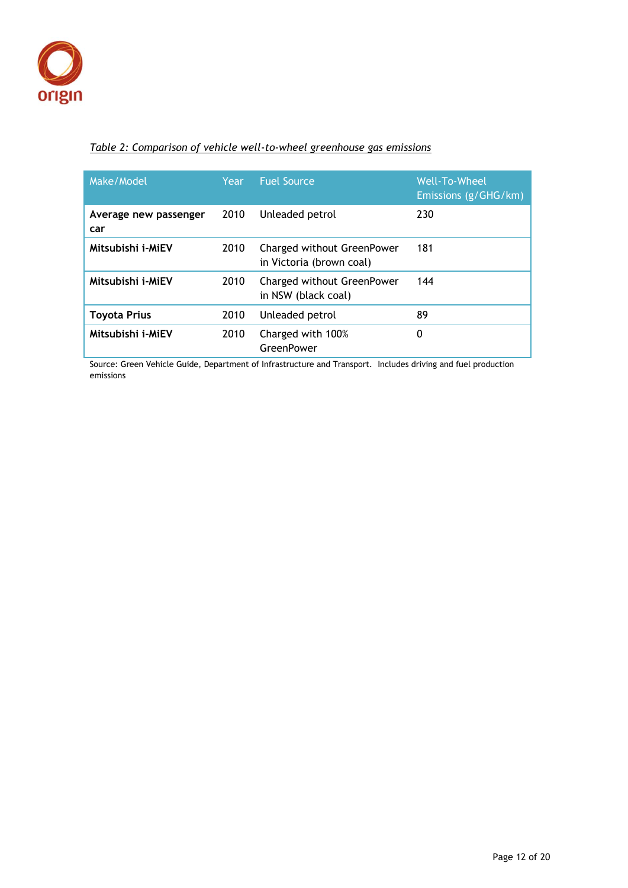*Table 2: Comparison of vehicle well-to-wheel greenhouse gas emissions*

| Make/Model | Year | Fuel Source | Well-To-Wheel Emissions (g/GHG/km) |
|---|---|---|---|
| **Average new passenger car** | 2010 | Unleaded petrol | 230 |
| **Mitsubishi i-MiEV** | 2010 | Charged without GreenPower in Victoria (brown coal) | 181 |
| **Mitsubishi i-MiEV** | 2010 | Charged without GreenPower in NSW (black coal) | 144 |
| **Toyota Prius** | 2010 | Unleaded petrol | 89 |
| **Mitsubishi i-MiEV** | 2010 | Charged with 100% GreenPower | 0 |

Source: Green Vehicle Guide, Department of Infrastructure and Transport. Includes driving and fuel production emissions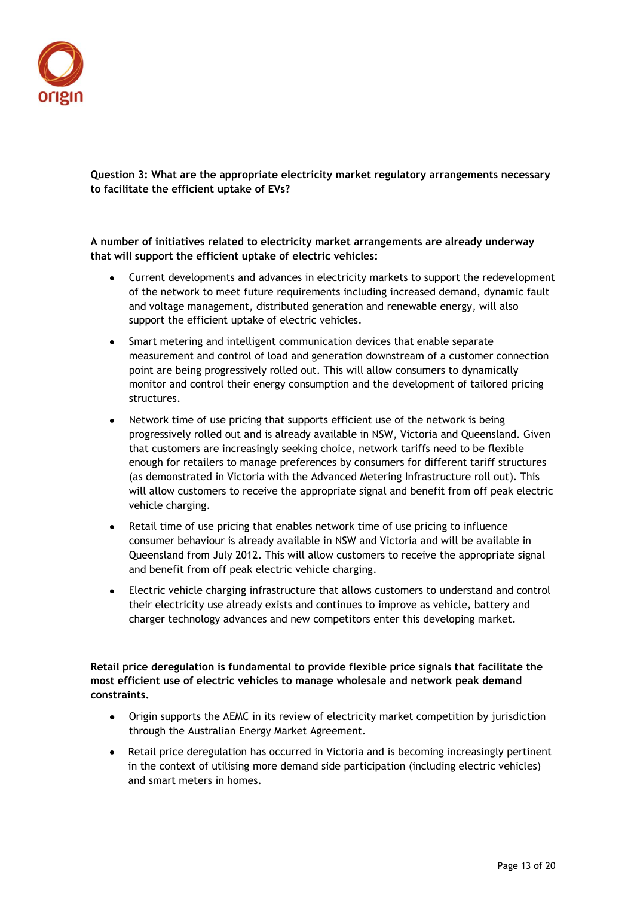**Question 3: What are the appropriate electricity market regulatory arrangements necessary to facilitate the efficient uptake of EVs?**

**A number of initiatives related to electricity market arrangements are already underway that will support the efficient uptake of electric vehicles:**

- Current developments and advances in electricity markets to support the redevelopment of the network to meet future requirements including increased demand, dynamic fault and voltage management, distributed generation and renewable energy, will also support the efficient uptake of electric vehicles.
- Smart metering and intelligent communication devices that enable separate measurement and control of load and generation downstream of a customer connection point are being progressively rolled out. This will allow consumers to dynamically monitor and control their energy consumption and the development of tailored pricing structures.
- Network time of use pricing that supports efficient use of the network is being progressively rolled out and is already available in NSW, Victoria and Queensland. Given that customers are increasingly seeking choice, network tariffs need to be flexible enough for retailers to manage preferences by consumers for different tariff structures (as demonstrated in Victoria with the Advanced Metering Infrastructure roll out). This will allow customers to receive the appropriate signal and benefit from off peak electric vehicle charging.
- Retail time of use pricing that enables network time of use pricing to influence consumer behaviour is already available in NSW and Victoria and will be available in Queensland from July 2012. This will allow customers to receive the appropriate signal and benefit from off peak electric vehicle charging.
- Electric vehicle charging infrastructure that allows customers to understand and control their electricity use already exists and continues to improve as vehicle, battery and charger technology advances and new competitors enter this developing market.

**Retail price deregulation is fundamental to provide flexible price signals that facilitate the most efficient use of electric vehicles to manage wholesale and network peak demand constraints.**

- Origin supports the AEMC in its review of electricity market competition by jurisdiction through the Australian Energy Market Agreement.
- Retail price deregulation has occurred in Victoria and is becoming increasingly pertinent in the context of utilising more demand side participation (including electric vehicles) and smart meters in homes.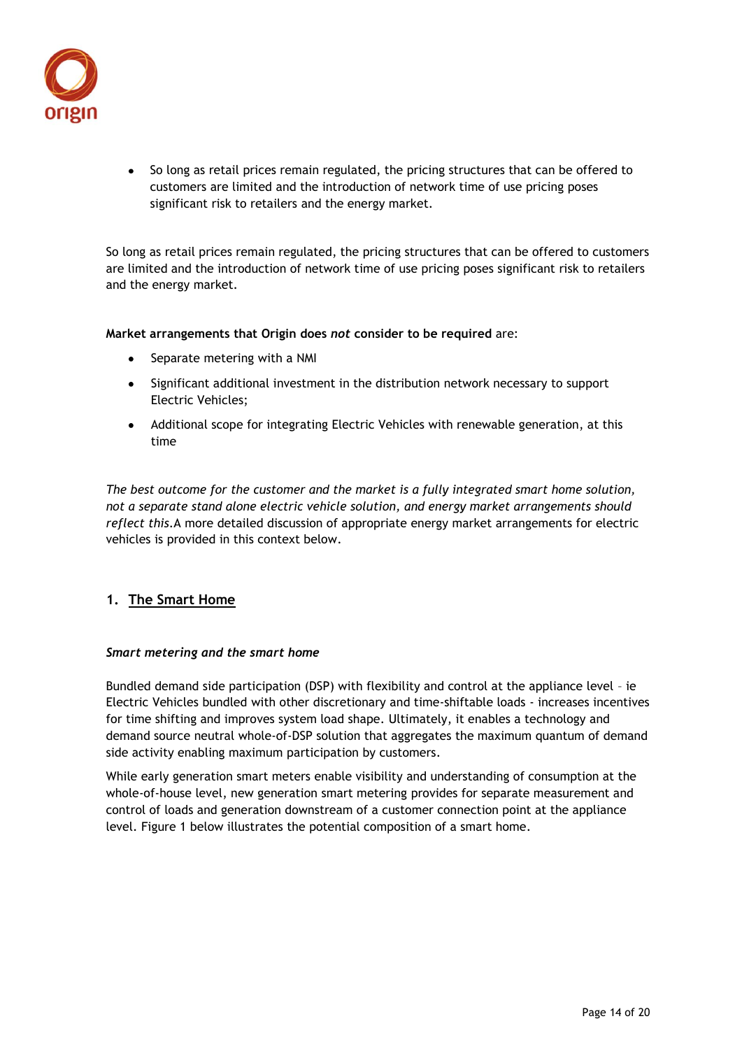- So long as retail prices remain regulated, the pricing structures that can be offered to customers are limited and the introduction of network time of use pricing poses significant risk to retailers and the energy market.

So long as retail prices remain regulated, the pricing structures that can be offered to customers are limited and the introduction of network time of use pricing poses significant risk to retailers and the energy market.

**Market arrangements that Origin does *not* consider to be required** are:

- Separate metering with a NMI
- Significant additional investment in the distribution network necessary to support Electric Vehicles;
- Additional scope for integrating Electric Vehicles with renewable generation, at this time

*The best outcome for the customer and the market is a fully integrated smart home solution, not a separate stand alone electric vehicle solution, and energy market arrangements should reflect this.* A more detailed discussion of appropriate energy market arrangements for electric vehicles is provided in this context below.

## 1. The Smart Home

***Smart metering and the smart home***

Bundled demand side participation (DSP) with flexibility and control at the appliance level – ie Electric Vehicles bundled with other discretionary and time-shiftable loads - increases incentives for time shifting and improves system load shape. Ultimately, it enables a technology and demand source neutral whole-of-DSP solution that aggregates the maximum quantum of demand side activity enabling maximum participation by customers.

While early generation smart meters enable visibility and understanding of consumption at the whole-of-house level, new generation smart metering provides for separate measurement and control of loads and generation downstream of a customer connection point at the appliance level. Figure 1 below illustrates the potential composition of a smart home.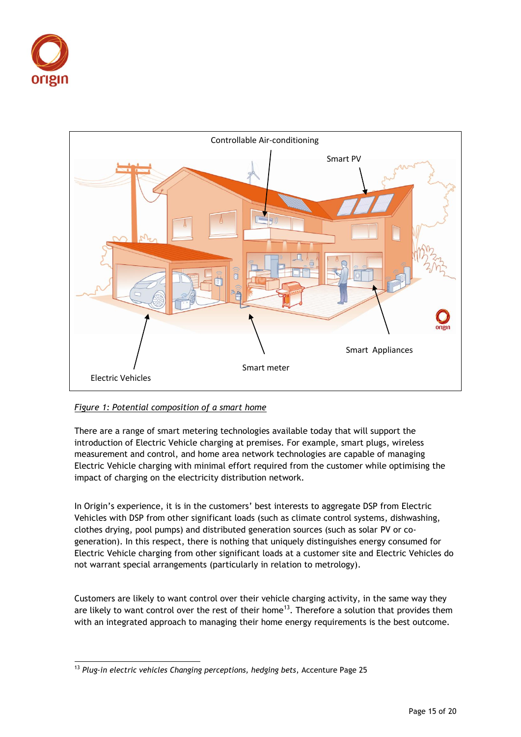*Figure 1: Potential composition of a smart home*

There are a range of smart metering technologies available today that will support the introduction of Electric Vehicle charging at premises. For example, smart plugs, wireless measurement and control, and home area network technologies are capable of managing Electric Vehicle charging with minimal effort required from the customer while optimising the impact of charging on the electricity distribution network.

In Origin's experience, it is in the customers' best interests to aggregate DSP from Electric Vehicles with DSP from other significant loads (such as climate control systems, dishwashing, clothes drying, pool pumps) and distributed generation sources (such as solar PV or co-generation). In this respect, there is nothing that uniquely distinguishes energy consumed for Electric Vehicle charging from other significant loads at a customer site and Electric Vehicles do not warrant special arrangements (particularly in relation to metrology).

Customers are likely to want control over their vehicle charging activity, in the same way they are likely to want control over the rest of their home[13]. Therefore a solution that provides them with an integrated approach to managing their home energy requirements is the best outcome.

[13] *Plug-in electric vehicles Changing perceptions, hedging bets*, Accenture Page 25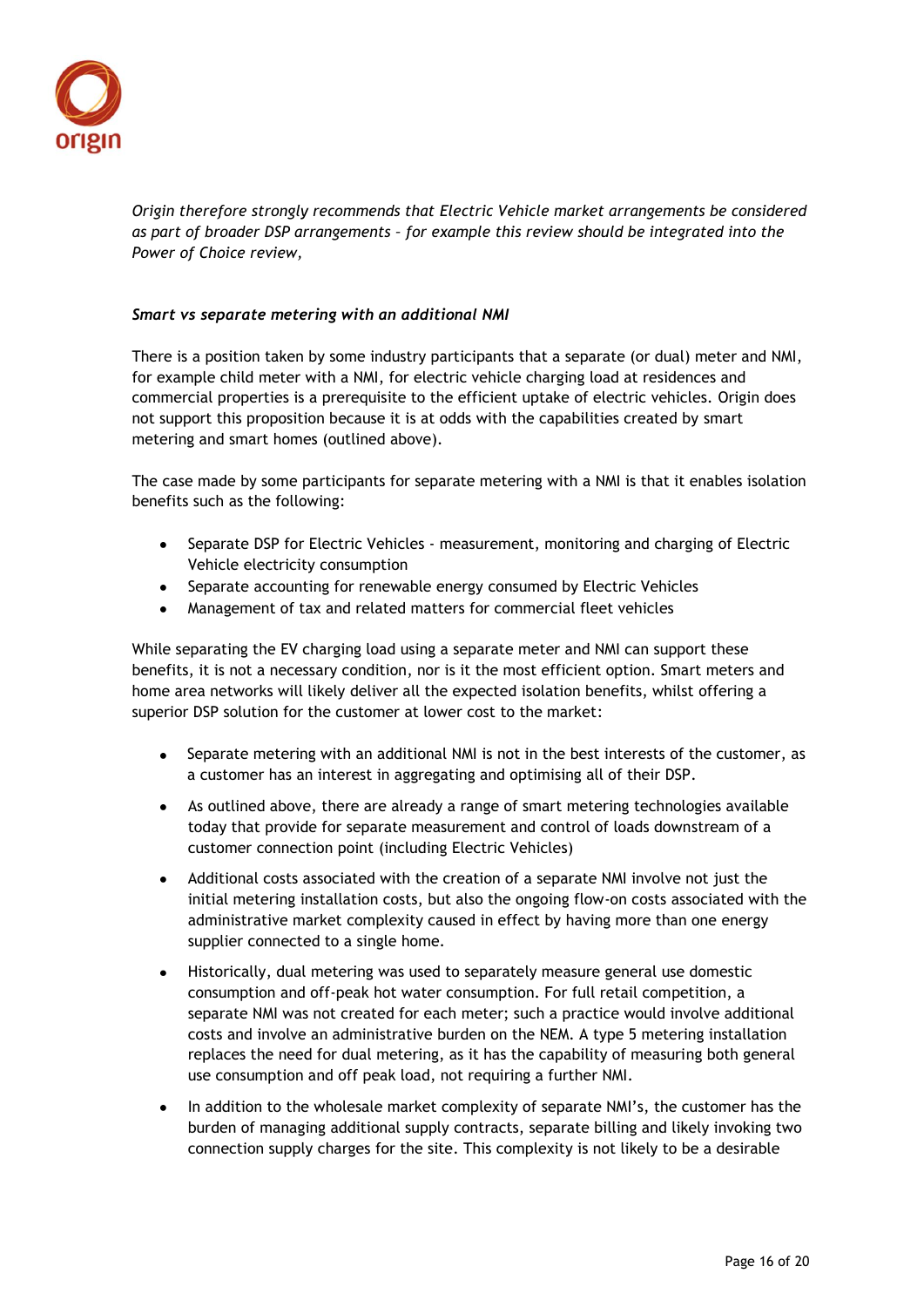*Origin therefore strongly recommends that Electric Vehicle market arrangements be considered as part of broader DSP arrangements – for example this review should be integrated into the Power of Choice review,*

***Smart vs separate metering with an additional NMI***

There is a position taken by some industry participants that a separate (or dual) meter and NMI, for example child meter with a NMI, for electric vehicle charging load at residences and commercial properties is a prerequisite to the efficient uptake of electric vehicles. Origin does not support this proposition because it is at odds with the capabilities created by smart metering and smart homes (outlined above).

The case made by some participants for separate metering with a NMI is that it enables isolation benefits such as the following:

- Separate DSP for Electric Vehicles - measurement, monitoring and charging of Electric Vehicle electricity consumption
- Separate accounting for renewable energy consumed by Electric Vehicles
- Management of tax and related matters for commercial fleet vehicles

While separating the EV charging load using a separate meter and NMI can support these benefits, it is not a necessary condition, nor is it the most efficient option. Smart meters and home area networks will likely deliver all the expected isolation benefits, whilst offering a superior DSP solution for the customer at lower cost to the market:

- Separate metering with an additional NMI is not in the best interests of the customer, as a customer has an interest in aggregating and optimising all of their DSP.
- As outlined above, there are already a range of smart metering technologies available today that provide for separate measurement and control of loads downstream of a customer connection point (including Electric Vehicles)
- Additional costs associated with the creation of a separate NMI involve not just the initial metering installation costs, but also the ongoing flow-on costs associated with the administrative market complexity caused in effect by having more than one energy supplier connected to a single home.
- Historically, dual metering was used to separately measure general use domestic consumption and off-peak hot water consumption. For full retail competition, a separate NMI was not created for each meter; such a practice would involve additional costs and involve an administrative burden on the NEM. A type 5 metering installation replaces the need for dual metering, as it has the capability of measuring both general use consumption and off peak load, not requiring a further NMI.
- In addition to the wholesale market complexity of separate NMI's, the customer has the burden of managing additional supply contracts, separate billing and likely invoking two connection supply charges for the site. This complexity is not likely to be a desirable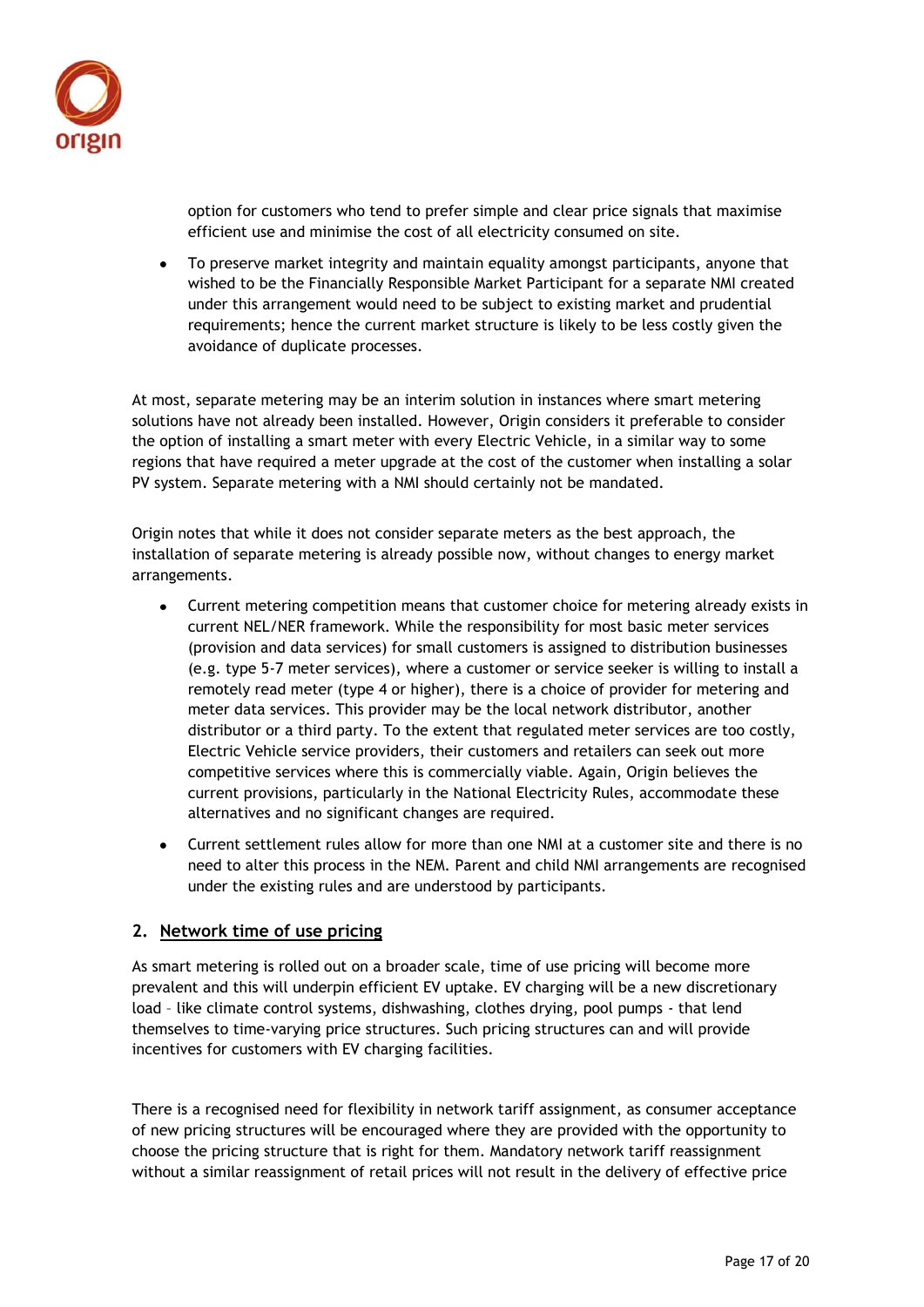option for customers who tend to prefer simple and clear price signals that maximise efficient use and minimise the cost of all electricity consumed on site.

- To preserve market integrity and maintain equality amongst participants, anyone that wished to be the Financially Responsible Market Participant for a separate NMI created under this arrangement would need to be subject to existing market and prudential requirements; hence the current market structure is likely to be less costly given the avoidance of duplicate processes.

At most, separate metering may be an interim solution in instances where smart metering solutions have not already been installed. However, Origin considers it preferable to consider the option of installing a smart meter with every Electric Vehicle, in a similar way to some regions that have required a meter upgrade at the cost of the customer when installing a solar PV system. Separate metering with a NMI should certainly not be mandated.

Origin notes that while it does not consider separate meters as the best approach, the installation of separate metering is already possible now, without changes to energy market arrangements.

- Current metering competition means that customer choice for metering already exists in current NEL/NER framework. While the responsibility for most basic meter services (provision and data services) for small customers is assigned to distribution businesses (e.g. type 5-7 meter services), where a customer or service seeker is willing to install a remotely read meter (type 4 or higher), there is a choice of provider for metering and meter data services. This provider may be the local network distributor, another distributor or a third party. To the extent that regulated meter services are too costly, Electric Vehicle service providers, their customers and retailers can seek out more competitive services where this is commercially viable. Again, Origin believes the current provisions, particularly in the National Electricity Rules, accommodate these alternatives and no significant changes are required.
- Current settlement rules allow for more than one NMI at a customer site and there is no need to alter this process in the NEM. Parent and child NMI arrangements are recognised under the existing rules and are understood by participants.

## 2. Network time of use pricing

As smart metering is rolled out on a broader scale, time of use pricing will become more prevalent and this will underpin efficient EV uptake. EV charging will be a new discretionary load – like climate control systems, dishwashing, clothes drying, pool pumps - that lend themselves to time-varying price structures. Such pricing structures can and will provide incentives for customers with EV charging facilities.

There is a recognised need for flexibility in network tariff assignment, as consumer acceptance of new pricing structures will be encouraged where they are provided with the opportunity to choose the pricing structure that is right for them. Mandatory network tariff reassignment without a similar reassignment of retail prices will not result in the delivery of effective price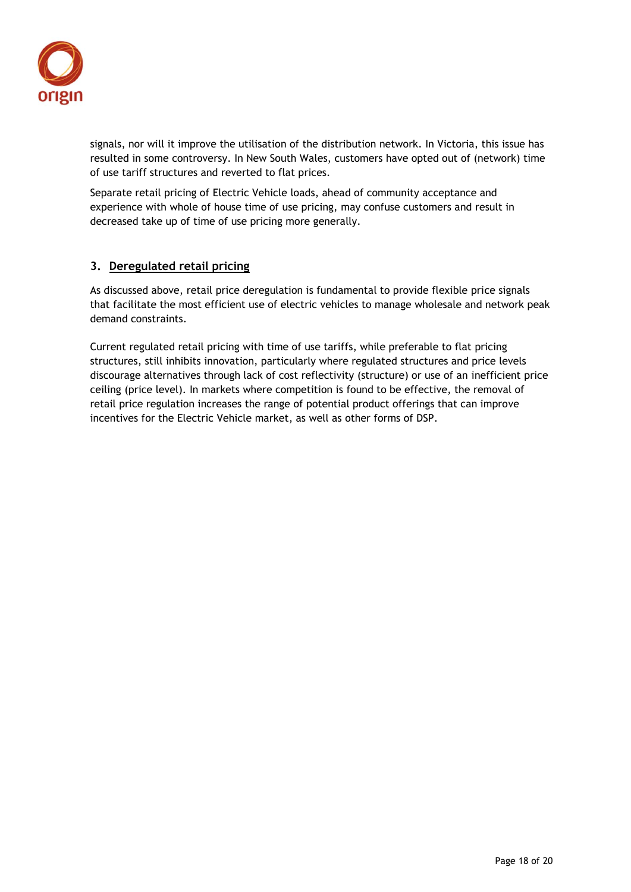signals, nor will it improve the utilisation of the distribution network. In Victoria, this issue has resulted in some controversy. In New South Wales, customers have opted out of (network) time of use tariff structures and reverted to flat prices.

Separate retail pricing of Electric Vehicle loads, ahead of community acceptance and experience with whole of house time of use pricing, may confuse customers and result in decreased take up of time of use pricing more generally.

## 3. Deregulated retail pricing

As discussed above, retail price deregulation is fundamental to provide flexible price signals that facilitate the most efficient use of electric vehicles to manage wholesale and network peak demand constraints.

Current regulated retail pricing with time of use tariffs, while preferable to flat pricing structures, still inhibits innovation, particularly where regulated structures and price levels discourage alternatives through lack of cost reflectivity (structure) or use of an inefficient price ceiling (price level). In markets where competition is found to be effective, the removal of retail price regulation increases the range of potential product offerings that can improve incentives for the Electric Vehicle market, as well as other forms of DSP.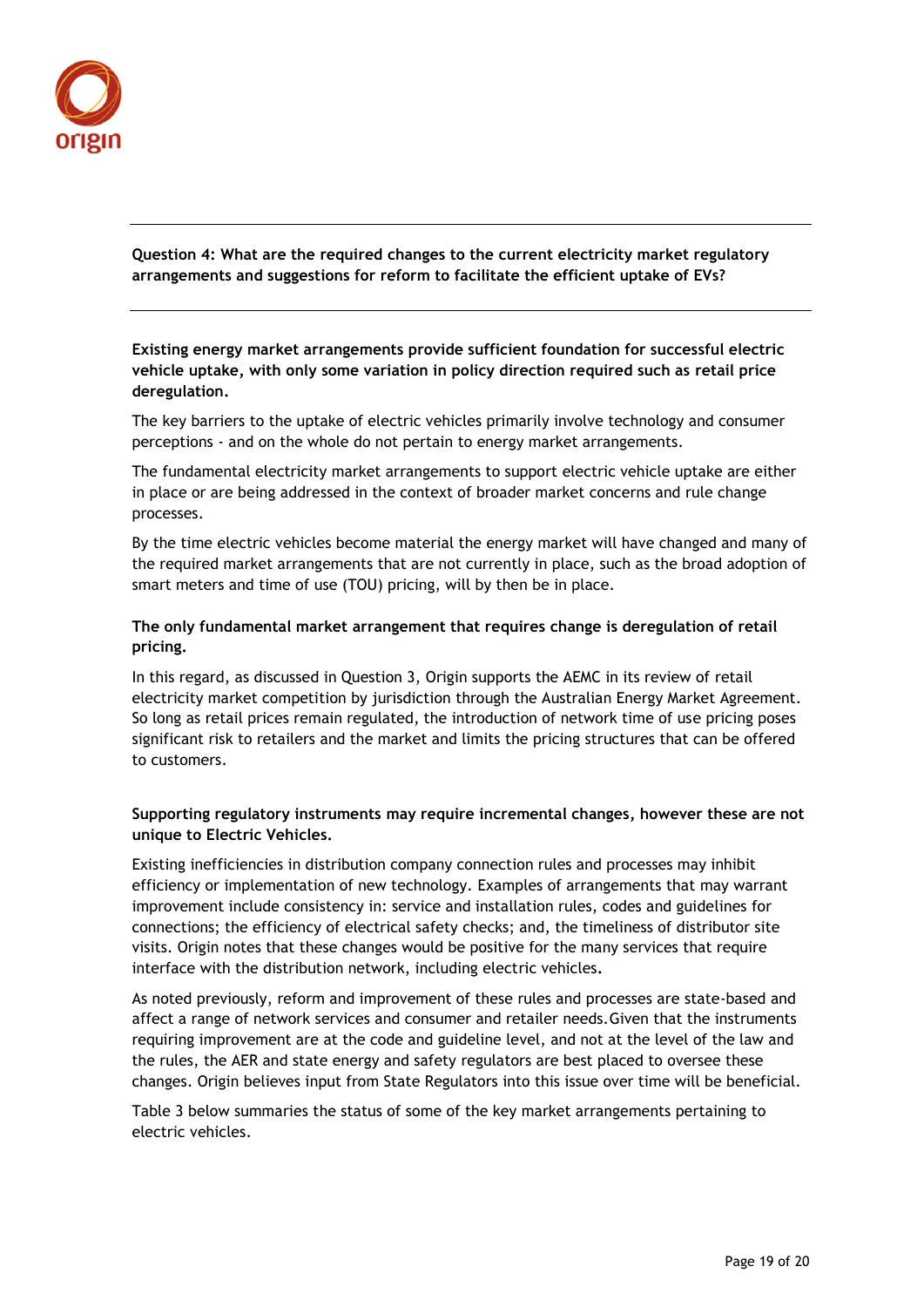**Question 4: What are the required changes to the current electricity market regulatory arrangements and suggestions for reform to facilitate the efficient uptake of EVs?**

**Existing energy market arrangements provide sufficient foundation for successful electric vehicle uptake, with only some variation in policy direction required such as retail price deregulation.**

The key barriers to the uptake of electric vehicles primarily involve technology and consumer perceptions - and on the whole do not pertain to energy market arrangements.

The fundamental electricity market arrangements to support electric vehicle uptake are either in place or are being addressed in the context of broader market concerns and rule change processes.

By the time electric vehicles become material the energy market will have changed and many of the required market arrangements that are not currently in place, such as the broad adoption of smart meters and time of use (TOU) pricing, will by then be in place.

**The only fundamental market arrangement that requires change is deregulation of retail pricing.**

In this regard, as discussed in Question 3, Origin supports the AEMC in its review of retail electricity market competition by jurisdiction through the Australian Energy Market Agreement. So long as retail prices remain regulated, the introduction of network time of use pricing poses significant risk to retailers and the market and limits the pricing structures that can be offered to customers.

**Supporting regulatory instruments may require incremental changes, however these are not unique to Electric Vehicles.**

Existing inefficiencies in distribution company connection rules and processes may inhibit efficiency or implementation of new technology. Examples of arrangements that may warrant improvement include consistency in: service and installation rules, codes and guidelines for connections; the efficiency of electrical safety checks; and, the timeliness of distributor site visits. Origin notes that these changes would be positive for the many services that require interface with the distribution network, including electric vehicles.

As noted previously, reform and improvement of these rules and processes are state-based and affect a range of network services and consumer and retailer needs. Given that the instruments requiring improvement are at the code and guideline level, and not at the level of the law and the rules, the AER and state energy and safety regulators are best placed to oversee these changes. Origin believes input from State Regulators into this issue over time will be beneficial.

Table 3 below summaries the status of some of the key market arrangements pertaining to electric vehicles.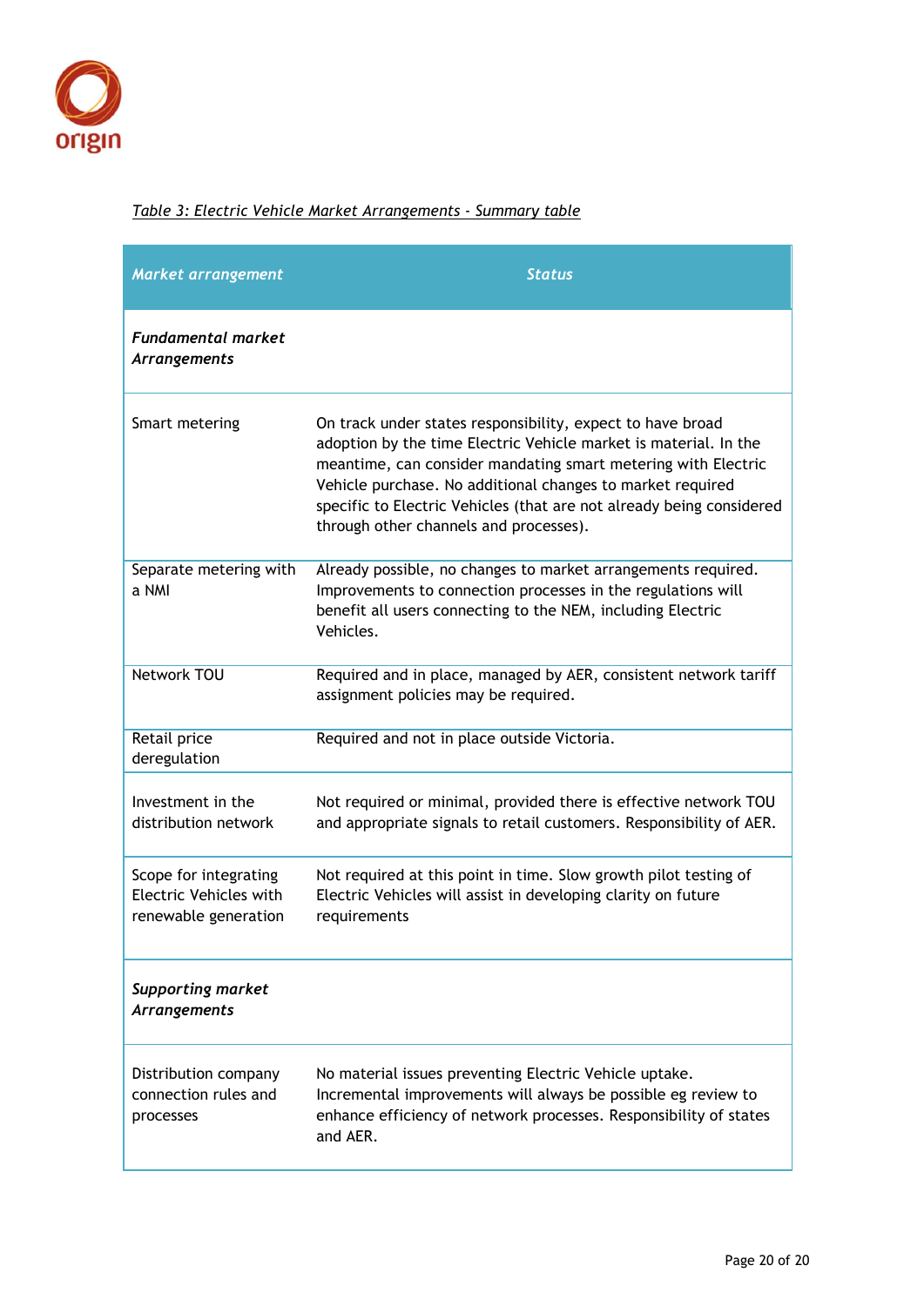*Table 3: Electric Vehicle Market Arrangements - Summary table*

| ***Market arrangement*** | ***Status*** |
|---|---|
| ***Fundamental market Arrangements*** | |
| Smart metering | On track under states responsibility, expect to have broad adoption by the time Electric Vehicle market is material. In the meantime, can consider mandating smart metering with Electric Vehicle purchase. No additional changes to market required specific to Electric Vehicles (that are not already being considered through other channels and processes). |
| Separate metering with a NMI | Already possible, no changes to market arrangements required. Improvements to connection processes in the regulations will benefit all users connecting to the NEM, including Electric Vehicles. |
| Network TOU | Required and in place, managed by AER, consistent network tariff assignment policies may be required. |
| Retail price deregulation | Required and not in place outside Victoria. |
| Investment in the distribution network | Not required or minimal, provided there is effective network TOU and appropriate signals to retail customers. Responsibility of AER. |
| Scope for integrating Electric Vehicles with renewable generation | Not required at this point in time. Slow growth pilot testing of Electric Vehicles will assist in developing clarity on future requirements |
| ***Supporting market Arrangements*** | |
| Distribution company connection rules and processes | No material issues preventing Electric Vehicle uptake. Incremental improvements will always be possible eg review to enhance efficiency of network processes. Responsibility of states and AER. |